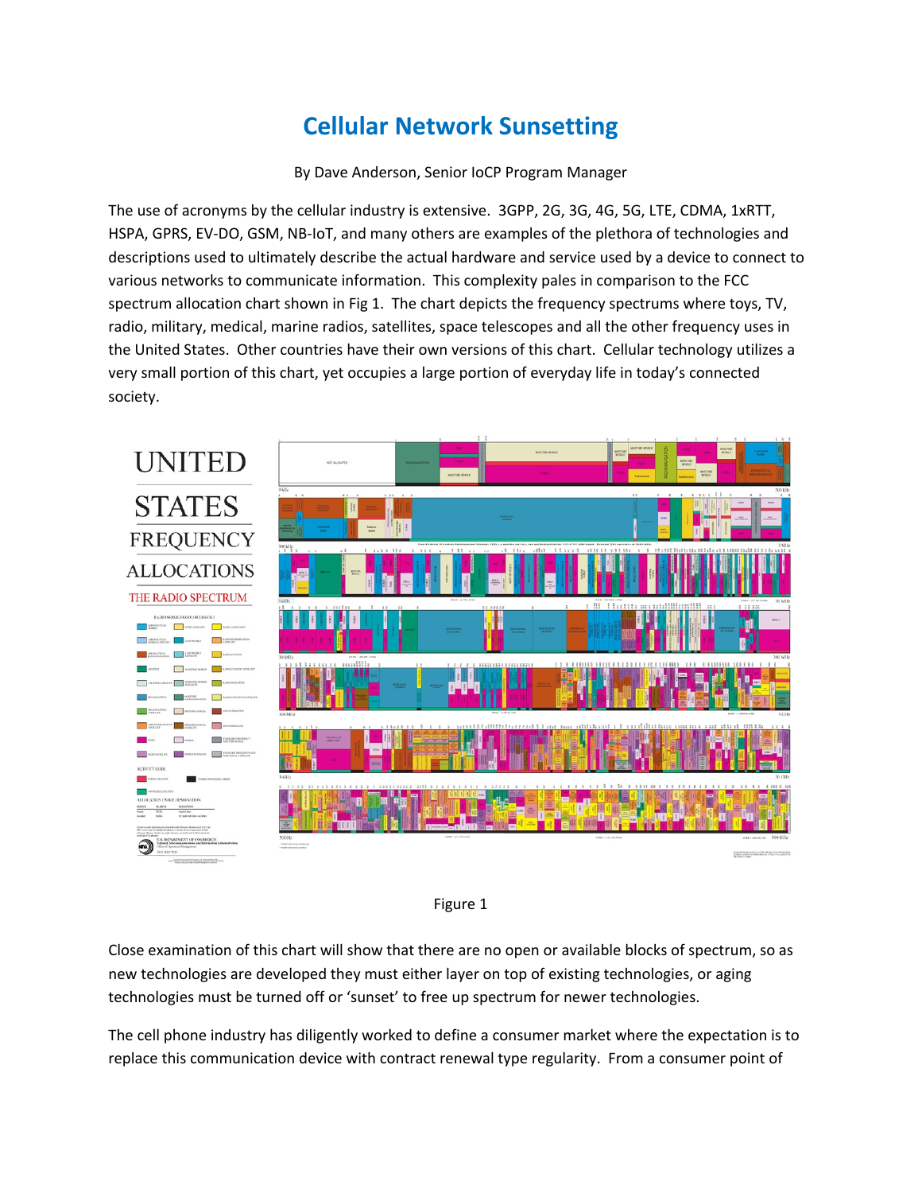# Cellular Network Sunsetting

By Dave Anderson, Senior IoCP Program Manager

The use of acronyms by the cellular industry is extensive. 3GPP, 2G, 3G, 4G, 5G, LTE, CDMA, 1xRTT, HSPA, GPRS, EV-DO, GSM, NB-IoT, and many others are examples of the plethora of technologies and descriptions used to ultimately describe the actual hardware and service used by a device to connect to various networks to communicate information. This complexity pales in comparison to the FCC spectrum allocation chart shown in Fig 1. The chart depicts the frequency spectrums where toys, TV, radio, military, medical, marine radios, satellites, space telescopes and all the other frequency uses in the United States. Other countries have their own versions of this chart. Cellular technology utilizes a very small portion of this chart, yet occupies a large portion of everyday life in today's connected society.

Figure 1

Close examination of this chart will show that there are no open or available blocks of spectrum, so as new technologies are developed they must either layer on top of existing technologies, or aging technologies must be turned off or 'sunset' to free up spectrum for newer technologies.

The cell phone industry has diligently worked to define a consumer market where the expectation is to replace this communication device with contract renewal type regularity. From a consumer point of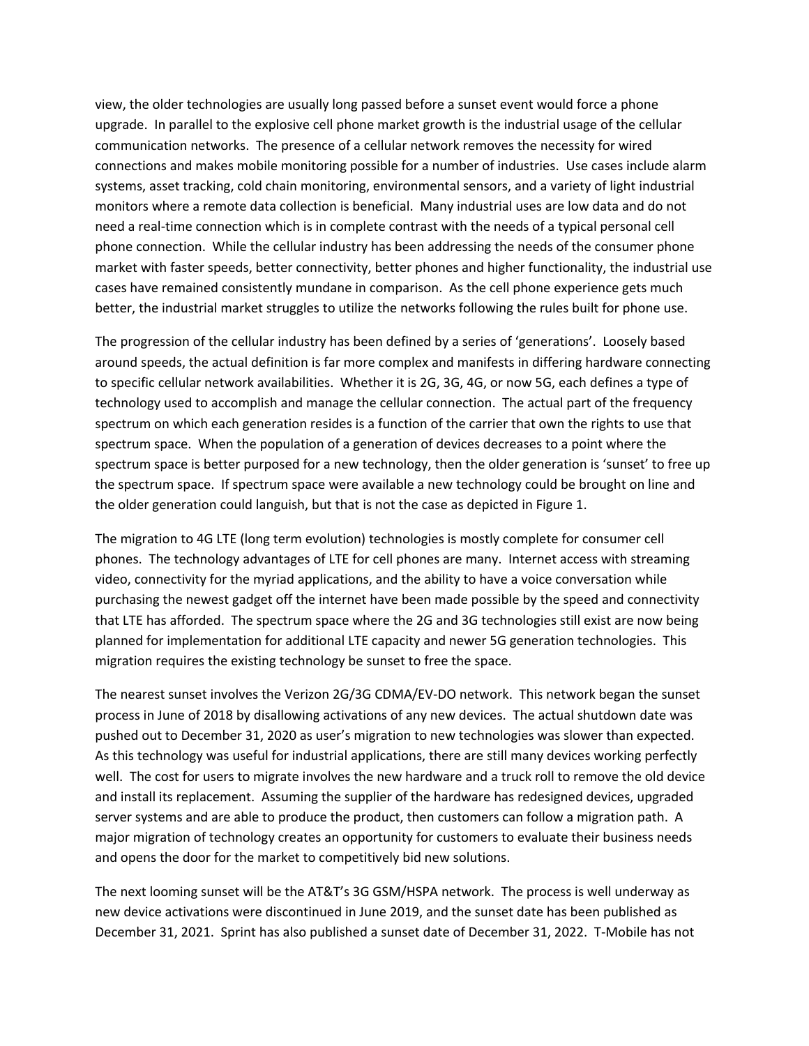view, the older technologies are usually long passed before a sunset event would force a phone upgrade. In parallel to the explosive cell phone market growth is the industrial usage of the cellular communication networks. The presence of a cellular network removes the necessity for wired connections and makes mobile monitoring possible for a number of industries. Use cases include alarm systems, asset tracking, cold chain monitoring, environmental sensors, and a variety of light industrial monitors where a remote data collection is beneficial. Many industrial uses are low data and do not need a real-time connection which is in complete contrast with the needs of a typical personal cell phone connection. While the cellular industry has been addressing the needs of the consumer phone market with faster speeds, better connectivity, better phones and higher functionality, the industrial use cases have remained consistently mundane in comparison. As the cell phone experience gets much better, the industrial market struggles to utilize the networks following the rules built for phone use.

The progression of the cellular industry has been defined by a series of 'generations'. Loosely based around speeds, the actual definition is far more complex and manifests in differing hardware connecting to specific cellular network availabilities. Whether it is 2G, 3G, 4G, or now 5G, each defines a type of technology used to accomplish and manage the cellular connection. The actual part of the frequency spectrum on which each generation resides is a function of the carrier that own the rights to use that spectrum space. When the population of a generation of devices decreases to a point where the spectrum space is better purposed for a new technology, then the older generation is 'sunset' to free up the spectrum space. If spectrum space were available a new technology could be brought on line and the older generation could languish, but that is not the case as depicted in Figure 1.

The migration to 4G LTE (long term evolution) technologies is mostly complete for consumer cell phones. The technology advantages of LTE for cell phones are many. Internet access with streaming video, connectivity for the myriad applications, and the ability to have a voice conversation while purchasing the newest gadget off the internet have been made possible by the speed and connectivity that LTE has afforded. The spectrum space where the 2G and 3G technologies still exist are now being planned for implementation for additional LTE capacity and newer 5G generation technologies. This migration requires the existing technology be sunset to free the space.

The nearest sunset involves the Verizon 2G/3G CDMA/EV-DO network. This network began the sunset process in June of 2018 by disallowing activations of any new devices. The actual shutdown date was pushed out to December 31, 2020 as user's migration to new technologies was slower than expected. As this technology was useful for industrial applications, there are still many devices working perfectly well. The cost for users to migrate involves the new hardware and a truck roll to remove the old device and install its replacement. Assuming the supplier of the hardware has redesigned devices, upgraded server systems and are able to produce the product, then customers can follow a migration path. A major migration of technology creates an opportunity for customers to evaluate their business needs and opens the door for the market to competitively bid new solutions.

The next looming sunset will be the AT&T's 3G GSM/HSPA network. The process is well underway as new device activations were discontinued in June 2019, and the sunset date has been published as December 31, 2021. Sprint has also published a sunset date of December 31, 2022. T-Mobile has not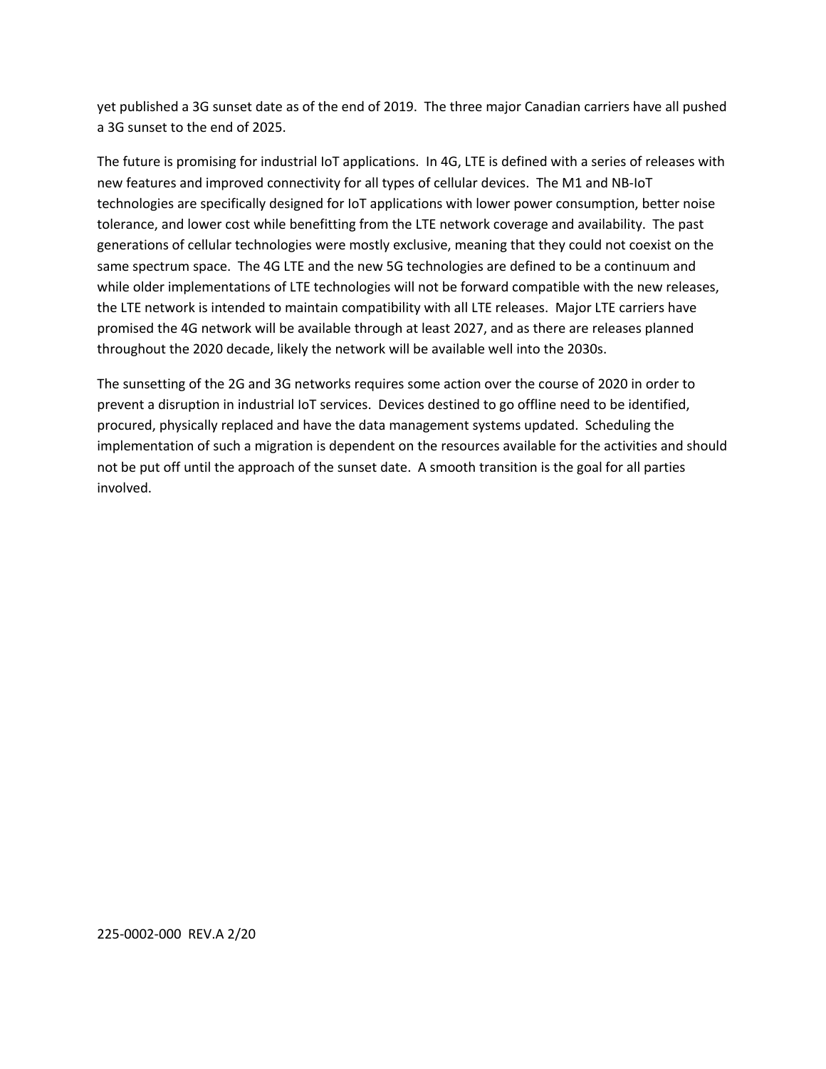yet published a 3G sunset date as of the end of 2019. The three major Canadian carriers have all pushed a 3G sunset to the end of 2025.

The future is promising for industrial IoT applications. In 4G, LTE is defined with a series of releases with new features and improved connectivity for all types of cellular devices. The M1 and NB-IoT technologies are specifically designed for IoT applications with lower power consumption, better noise tolerance, and lower cost while benefitting from the LTE network coverage and availability. The past generations of cellular technologies were mostly exclusive, meaning that they could not coexist on the same spectrum space. The 4G LTE and the new 5G technologies are defined to be a continuum and while older implementations of LTE technologies will not be forward compatible with the new releases, the LTE network is intended to maintain compatibility with all LTE releases. Major LTE carriers have promised the 4G network will be available through at least 2027, and as there are releases planned throughout the 2020 decade, likely the network will be available well into the 2030s.

The sunsetting of the 2G and 3G networks requires some action over the course of 2020 in order to prevent a disruption in industrial IoT services. Devices destined to go offline need to be identified, procured, physically replaced and have the data management systems updated. Scheduling the implementation of such a migration is dependent on the resources available for the activities and should not be put off until the approach of the sunset date. A smooth transition is the goal for all parties involved.